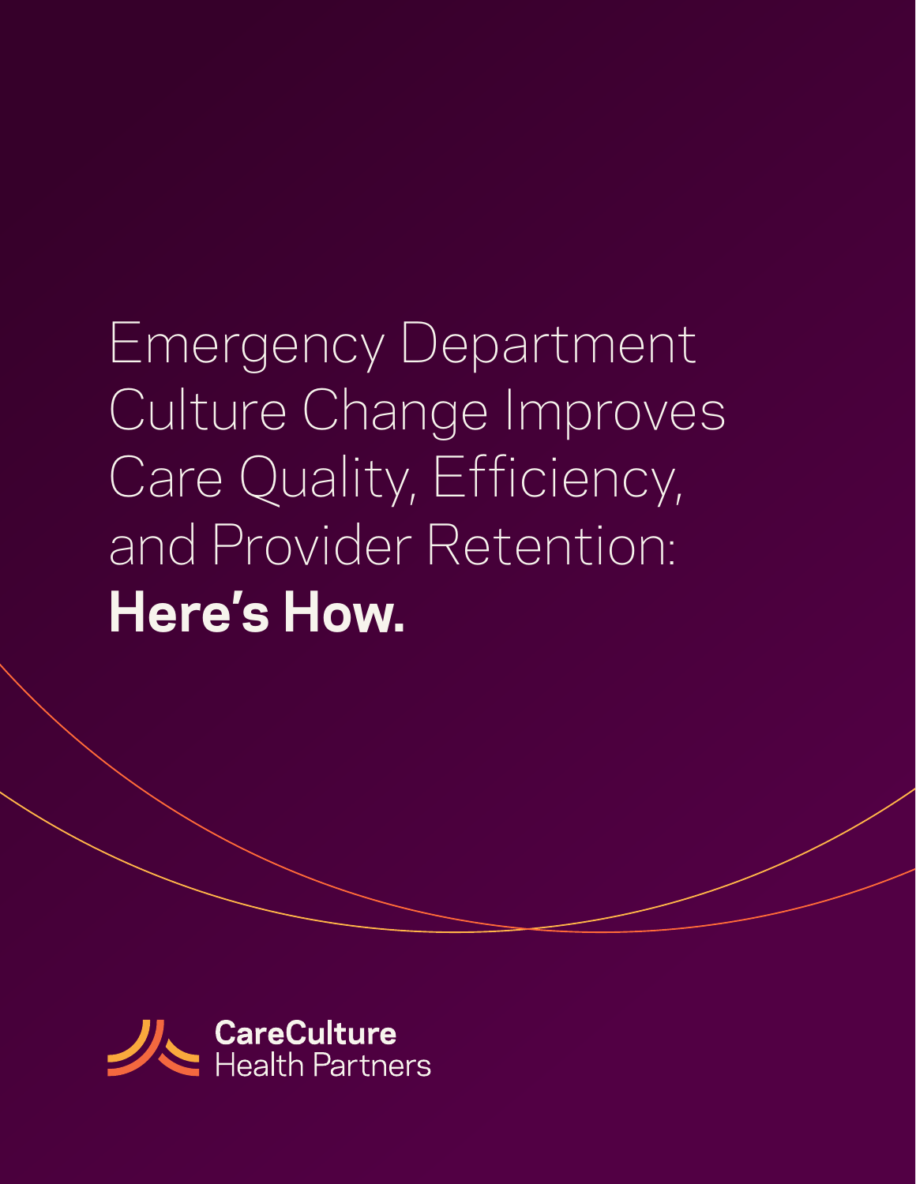# Emergency Department Culture Change Improves Care Quality, Efficiency, and Provider Retention: **Here's How.**

CareCulture
Health Partners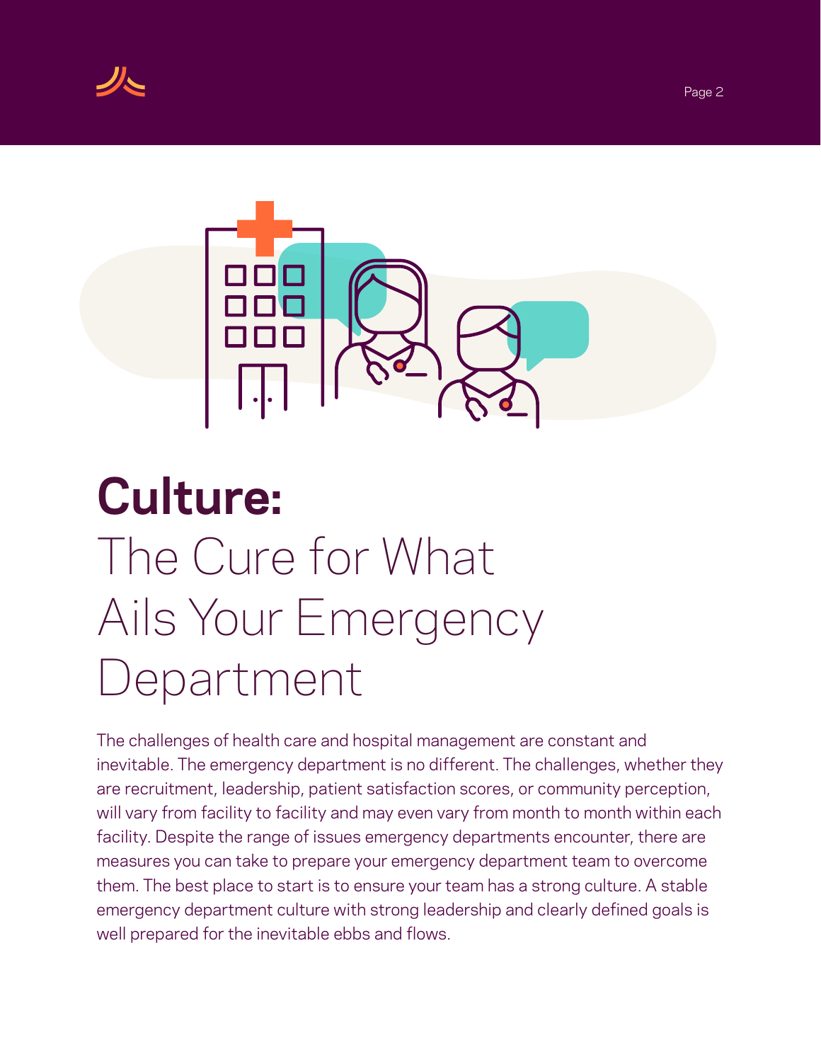# **Culture:** The Cure for What Ails Your Emergency Department

The challenges of health care and hospital management are constant and inevitable. The emergency department is no different. The challenges, whether they are recruitment, leadership, patient satisfaction scores, or community perception, will vary from facility to facility and may even vary from month to month within each facility. Despite the range of issues emergency departments encounter, there are measures you can take to prepare your emergency department team to overcome them. The best place to start is to ensure your team has a strong culture. A stable emergency department culture with strong leadership and clearly defined goals is well prepared for the inevitable ebbs and flows.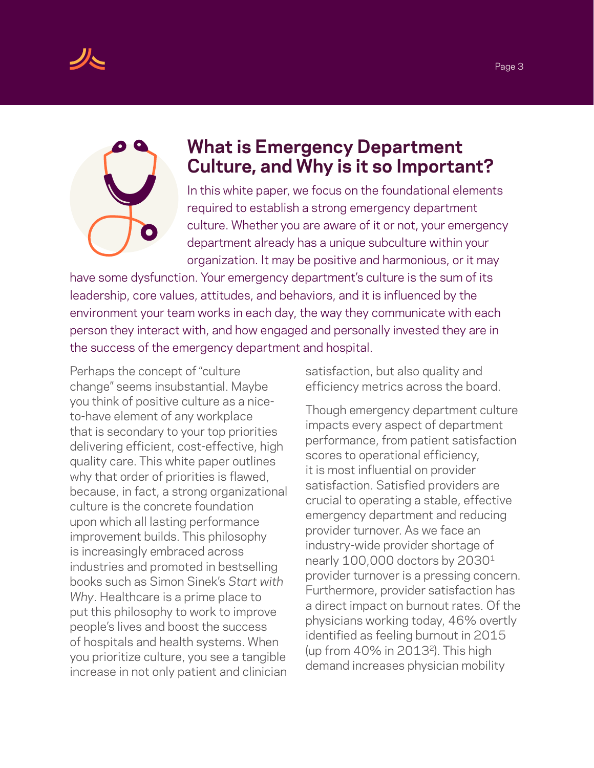## What is Emergency Department Culture, and Why is it so Important?

In this white paper, we focus on the foundational elements required to establish a strong emergency department culture. Whether you are aware of it or not, your emergency department already has a unique subculture within your organization. It may be positive and harmonious, or it may have some dysfunction. Your emergency department's culture is the sum of its leadership, core values, attitudes, and behaviors, and it is influenced by the environment your team works in each day, the way they communicate with each person they interact with, and how engaged and personally invested they are in the success of the emergency department and hospital.

Perhaps the concept of "culture change" seems insubstantial. Maybe you think of positive culture as a nice-to-have element of any workplace that is secondary to your top priorities delivering efficient, cost-effective, high quality care. This white paper outlines why that order of priorities is flawed, because, in fact, a strong organizational culture is the concrete foundation upon which all lasting performance improvement builds. This philosophy is increasingly embraced across industries and promoted in bestselling books such as Simon Sinek's *Start with Why*. Healthcare is a prime place to put this philosophy to work to improve people's lives and boost the success of hospitals and health systems. When you prioritize culture, you see a tangible increase in not only patient and clinician satisfaction, but also quality and efficiency metrics across the board.

Though emergency department culture impacts every aspect of department performance, from patient satisfaction scores to operational efficiency, it is most influential on provider satisfaction. Satisfied providers are crucial to operating a stable, effective emergency department and reducing provider turnover. As we face an industry-wide provider shortage of nearly 100,000 doctors by 2030[1] provider turnover is a pressing concern. Furthermore, provider satisfaction has a direct impact on burnout rates. Of the physicians working today, 46% overtly identified as feeling burnout in 2015 (up from 40% in 2013[2]). This high demand increases physician mobility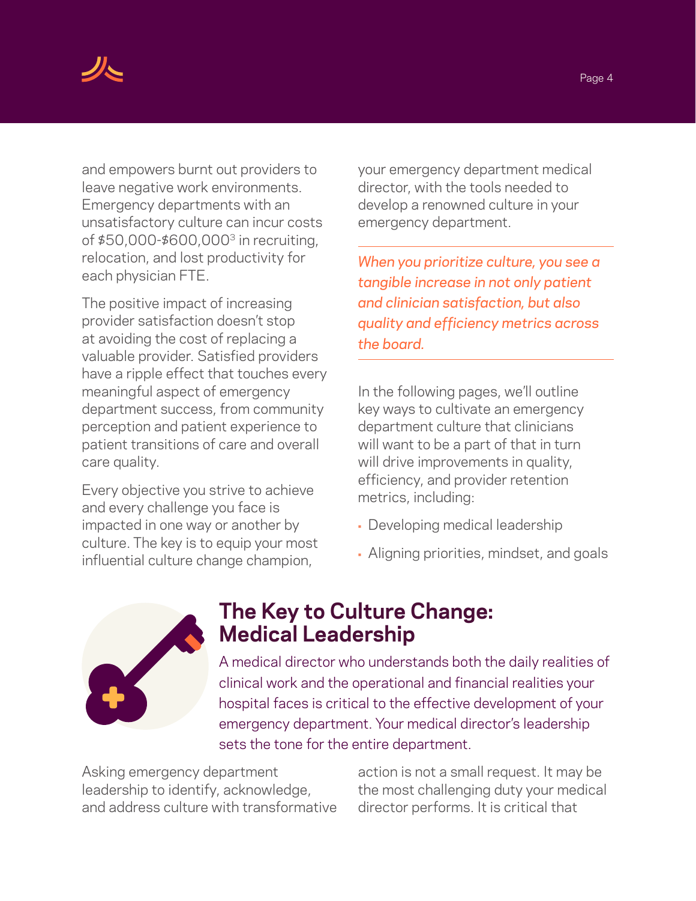and empowers burnt out providers to leave negative work environments. Emergency departments with an unsatisfactory culture can incur costs of $50,000-$600,000[3] in recruiting, relocation, and lost productivity for each physician FTE.

The positive impact of increasing provider satisfaction doesn't stop at avoiding the cost of replacing a valuable provider. Satisfied providers have a ripple effect that touches every meaningful aspect of emergency department success, from community perception and patient experience to patient transitions of care and overall care quality.

Every objective you strive to achieve and every challenge you face is impacted in one way or another by culture. The key is to equip your most influential culture change champion, your emergency department medical director, with the tools needed to develop a renowned culture in your emergency department.

*When you prioritize culture, you see a tangible increase in not only patient and clinician satisfaction, but also quality and efficiency metrics across the board.*

In the following pages, we'll outline key ways to cultivate an emergency department culture that clinicians will want to be a part of that in turn will drive improvements in quality, efficiency, and provider retention metrics, including:

- Developing medical leadership
- Aligning priorities, mindset, and goals

## The Key to Culture Change: Medical Leadership

A medical director who understands both the daily realities of clinical work and the operational and financial realities your hospital faces is critical to the effective development of your emergency department. Your medical director's leadership sets the tone for the entire department.

Asking emergency department leadership to identify, acknowledge, and address culture with transformative action is not a small request. It may be the most challenging duty your medical director performs. It is critical that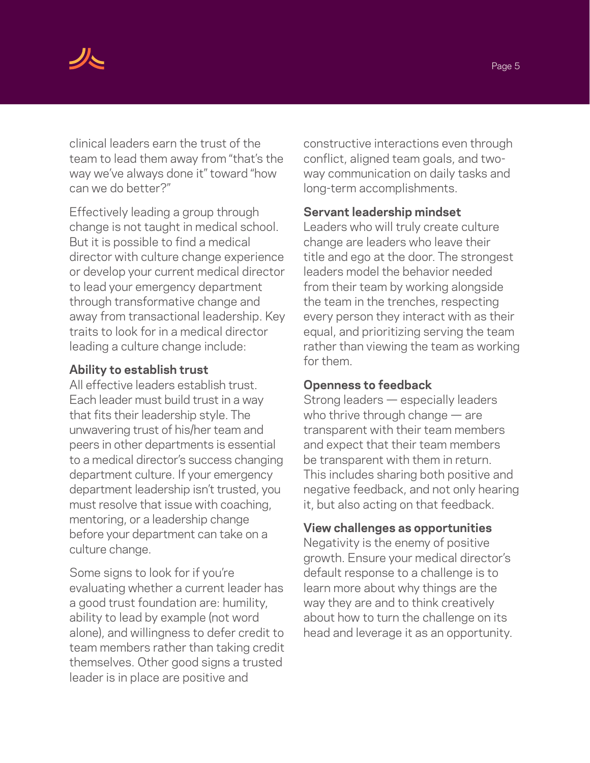clinical leaders earn the trust of the team to lead them away from "that's the way we've always done it" toward "how can we do better?"

Effectively leading a group through change is not taught in medical school. But it is possible to find a medical director with culture change experience or develop your current medical director to lead your emergency department through transformative change and away from transactional leadership. Key traits to look for in a medical director leading a culture change include:

**Ability to establish trust**

All effective leaders establish trust. Each leader must build trust in a way that fits their leadership style. The unwavering trust of his/her team and peers in other departments is essential to a medical director's success changing department culture. If your emergency department leadership isn't trusted, you must resolve that issue with coaching, mentoring, or a leadership change before your department can take on a culture change.

Some signs to look for if you're evaluating whether a current leader has a good trust foundation are: humility, ability to lead by example (not word alone), and willingness to defer credit to team members rather than taking credit themselves. Other good signs a trusted leader is in place are positive and constructive interactions even through conflict, aligned team goals, and two-way communication on daily tasks and long-term accomplishments.

**Servant leadership mindset**

Leaders who will truly create culture change are leaders who leave their title and ego at the door. The strongest leaders model the behavior needed from their team by working alongside the team in the trenches, respecting every person they interact with as their equal, and prioritizing serving the team rather than viewing the team as working for them.

**Openness to feedback**

Strong leaders — especially leaders who thrive through change — are transparent with their team members and expect that their team members be transparent with them in return. This includes sharing both positive and negative feedback, and not only hearing it, but also acting on that feedback.

**View challenges as opportunities**

Negativity is the enemy of positive growth. Ensure your medical director's default response to a challenge is to learn more about why things are the way they are and to think creatively about how to turn the challenge on its head and leverage it as an opportunity.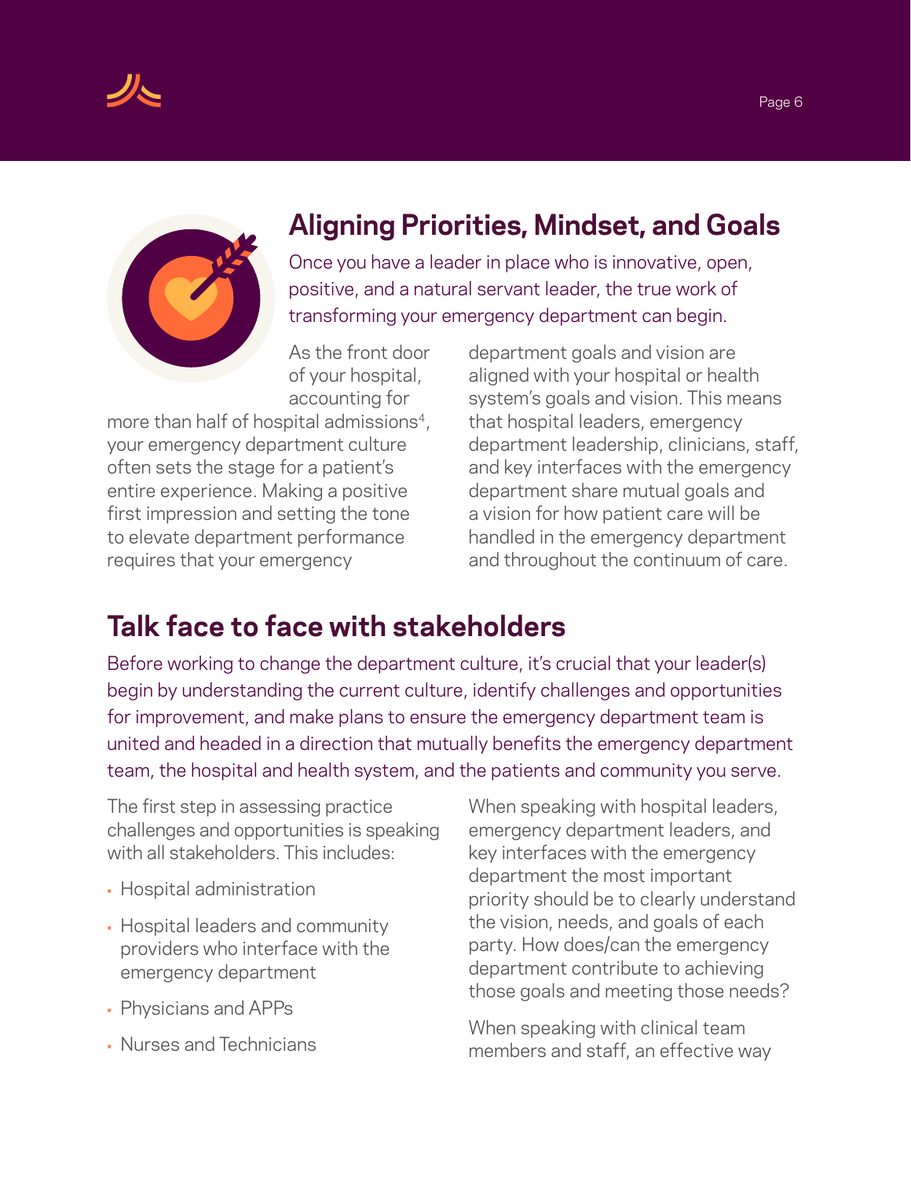## Aligning Priorities, Mindset, and Goals

Once you have a leader in place who is innovative, open, positive, and a natural servant leader, the true work of transforming your emergency department can begin.

As the front door of your hospital, accounting for more than half of hospital admissions[4], your emergency department culture often sets the stage for a patient's entire experience. Making a positive first impression and setting the tone to elevate department performance requires that your emergency department goals and vision are aligned with your hospital or health system's goals and vision. This means that hospital leaders, emergency department leadership, clinicians, staff, and key interfaces with the emergency department share mutual goals and a vision for how patient care will be handled in the emergency department and throughout the continuum of care.

## Talk face to face with stakeholders

Before working to change the department culture, it's crucial that your leader(s) begin by understanding the current culture, identify challenges and opportunities for improvement, and make plans to ensure the emergency department team is united and headed in a direction that mutually benefits the emergency department team, the hospital and health system, and the patients and community you serve.

The first step in assessing practice challenges and opportunities is speaking with all stakeholders. This includes:

- Hospital administration
- Hospital leaders and community providers who interface with the emergency department
- Physicians and APPs
- Nurses and Technicians

When speaking with hospital leaders, emergency department leaders, and key interfaces with the emergency department the most important priority should be to clearly understand the vision, needs, and goals of each party. How does/can the emergency department contribute to achieving those goals and meeting those needs?

When speaking with clinical team members and staff, an effective way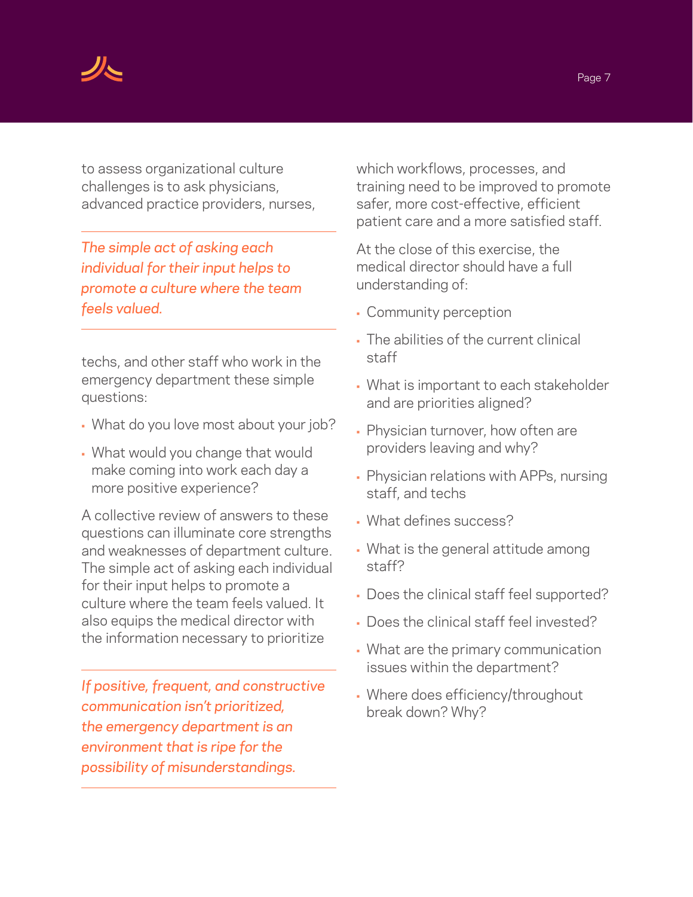to assess organizational culture challenges is to ask physicians, advanced practice providers, nurses, techs, and other staff who work in the emergency department these simple questions:

*The simple act of asking each individual for their input helps to promote a culture where the team feels valued.*

- What do you love most about your job?
- What would you change that would make coming into work each day a more positive experience?

A collective review of answers to these questions can illuminate core strengths and weaknesses of department culture. The simple act of asking each individual for their input helps to promote a culture where the team feels valued. It also equips the medical director with the information necessary to prioritize which workflows, processes, and training need to be improved to promote safer, more cost-effective, efficient patient care and a more satisfied staff.

*If positive, frequent, and constructive communication isn't prioritized, the emergency department is an environment that is ripe for the possibility of misunderstandings.*

At the close of this exercise, the medical director should have a full understanding of:

- Community perception
- The abilities of the current clinical staff
- What is important to each stakeholder and are priorities aligned?
- Physician turnover, how often are providers leaving and why?
- Physician relations with APPs, nursing staff, and techs
- What defines success?
- What is the general attitude among staff?
- Does the clinical staff feel supported?
- Does the clinical staff feel invested?
- What are the primary communication issues within the department?
- Where does efficiency/throughout break down? Why?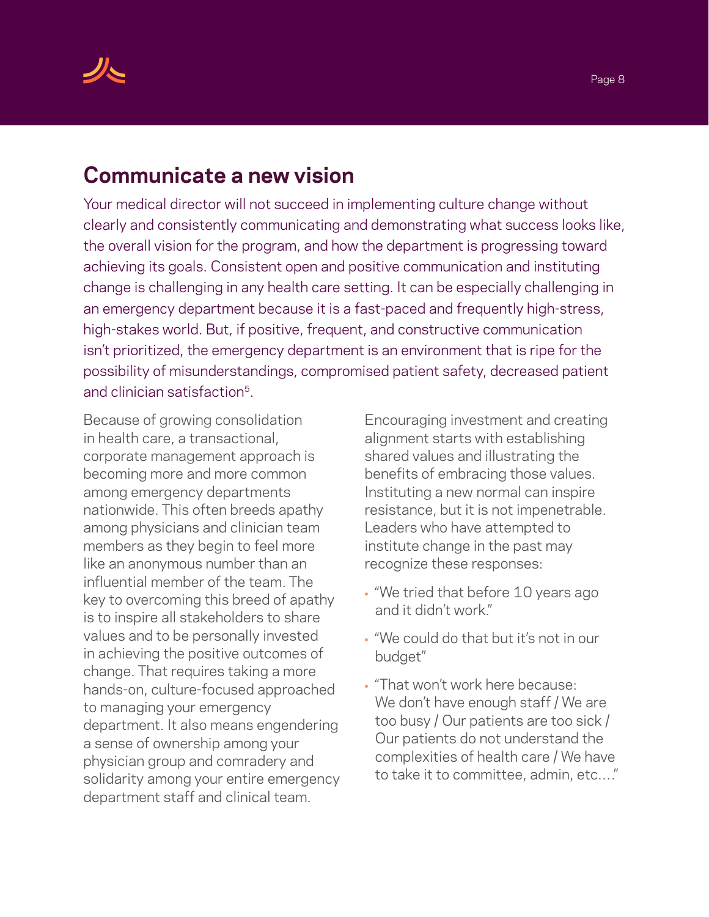## Communicate a new vision

Your medical director will not succeed in implementing culture change without clearly and consistently communicating and demonstrating what success looks like, the overall vision for the program, and how the department is progressing toward achieving its goals. Consistent open and positive communication and instituting change is challenging in any health care setting. It can be especially challenging in an emergency department because it is a fast-paced and frequently high-stress, high-stakes world. But, if positive, frequent, and constructive communication isn't prioritized, the emergency department is an environment that is ripe for the possibility of misunderstandings, compromised patient safety, decreased patient and clinician satisfaction[5].

Because of growing consolidation in health care, a transactional, corporate management approach is becoming more and more common among emergency departments nationwide. This often breeds apathy among physicians and clinician team members as they begin to feel more like an anonymous number than an influential member of the team. The key to overcoming this breed of apathy is to inspire all stakeholders to share values and to be personally invested in achieving the positive outcomes of change. That requires taking a more hands-on, culture-focused approached to managing your emergency department. It also means engendering a sense of ownership among your physician group and comradery and solidarity among your entire emergency department staff and clinical team.

Encouraging investment and creating alignment starts with establishing shared values and illustrating the benefits of embracing those values. Instituting a new normal can inspire resistance, but it is not impenetrable. Leaders who have attempted to institute change in the past may recognize these responses:

- "We tried that before 10 years ago and it didn't work."
- "We could do that but it's not in our budget"
- "That won't work here because: We don't have enough staff / We are too busy / Our patients are too sick / Our patients do not understand the complexities of health care / We have to take it to committee, admin, etc...."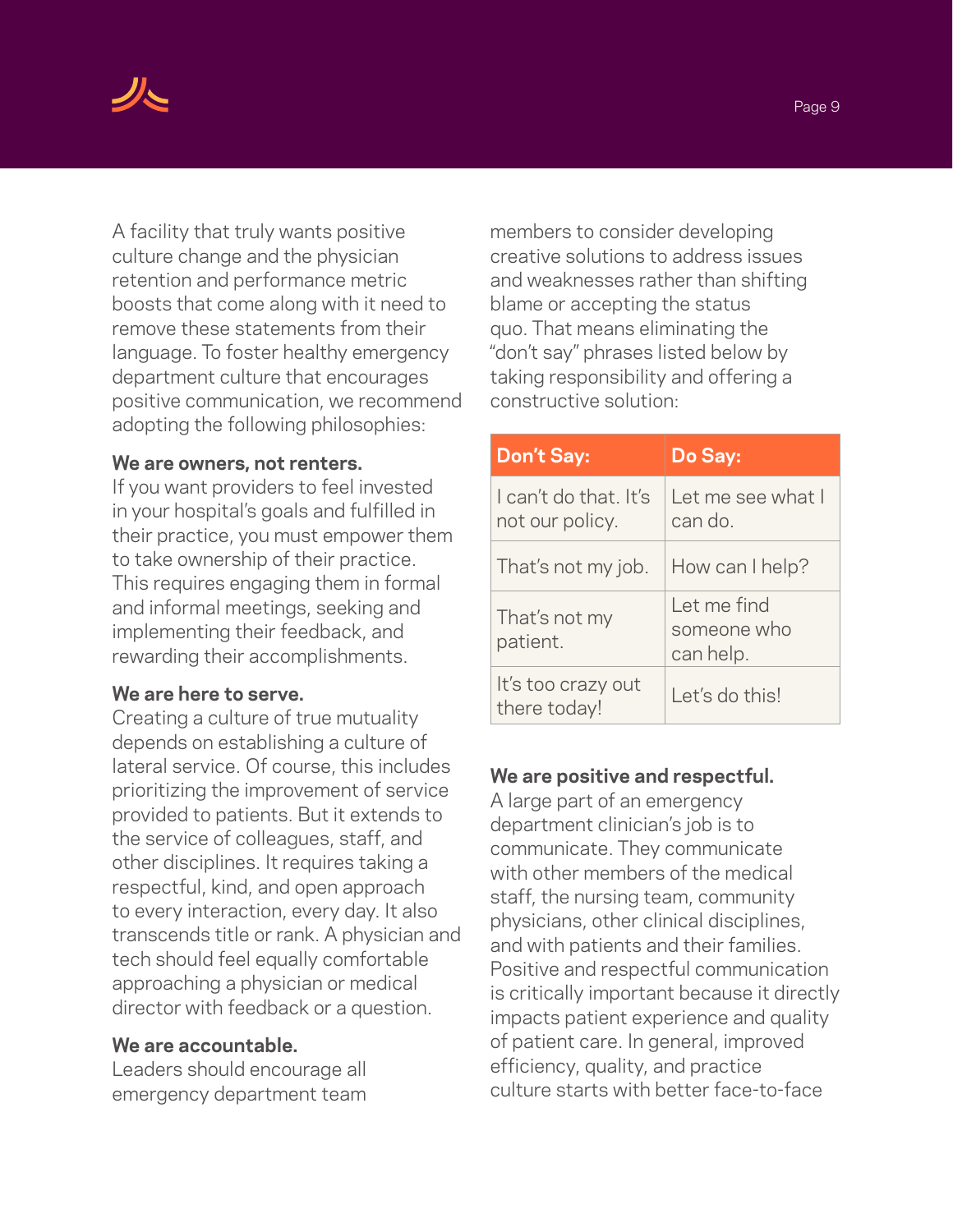A facility that truly wants positive culture change and the physician retention and performance metric boosts that come along with it need to remove these statements from their language. To foster healthy emergency department culture that encourages positive communication, we recommend adopting the following philosophies:

**We are owners, not renters.**
If you want providers to feel invested in your hospital's goals and fulfilled in their practice, you must empower them to take ownership of their practice. This requires engaging them in formal and informal meetings, seeking and implementing their feedback, and rewarding their accomplishments.

**We are here to serve.**
Creating a culture of true mutuality depends on establishing a culture of lateral service. Of course, this includes prioritizing the improvement of service provided to patients. But it extends to the service of colleagues, staff, and other disciplines. It requires taking a respectful, kind, and open approach to every interaction, every day. It also transcends title or rank. A physician and tech should feel equally comfortable approaching a physician or medical director with feedback or a question.

**We are accountable.**
Leaders should encourage all emergency department team members to consider developing creative solutions to address issues and weaknesses rather than shifting blame or accepting the status quo. That means eliminating the "don't say" phrases listed below by taking responsibility and offering a constructive solution:

| Don't Say: | Do Say: |
| --- | --- |
| I can't do that. It's not our policy. | Let me see what I can do. |
| That's not my job. | How can I help? |
| That's not my patient. | Let me find someone who can help. |
| It's too crazy out there today! | Let's do this! |

**We are positive and respectful.**
A large part of an emergency department clinician's job is to communicate. They communicate with other members of the medical staff, the nursing team, community physicians, other clinical disciplines, and with patients and their families. Positive and respectful communication is critically important because it directly impacts patient experience and quality of patient care. In general, improved efficiency, quality, and practice culture starts with better face-to-face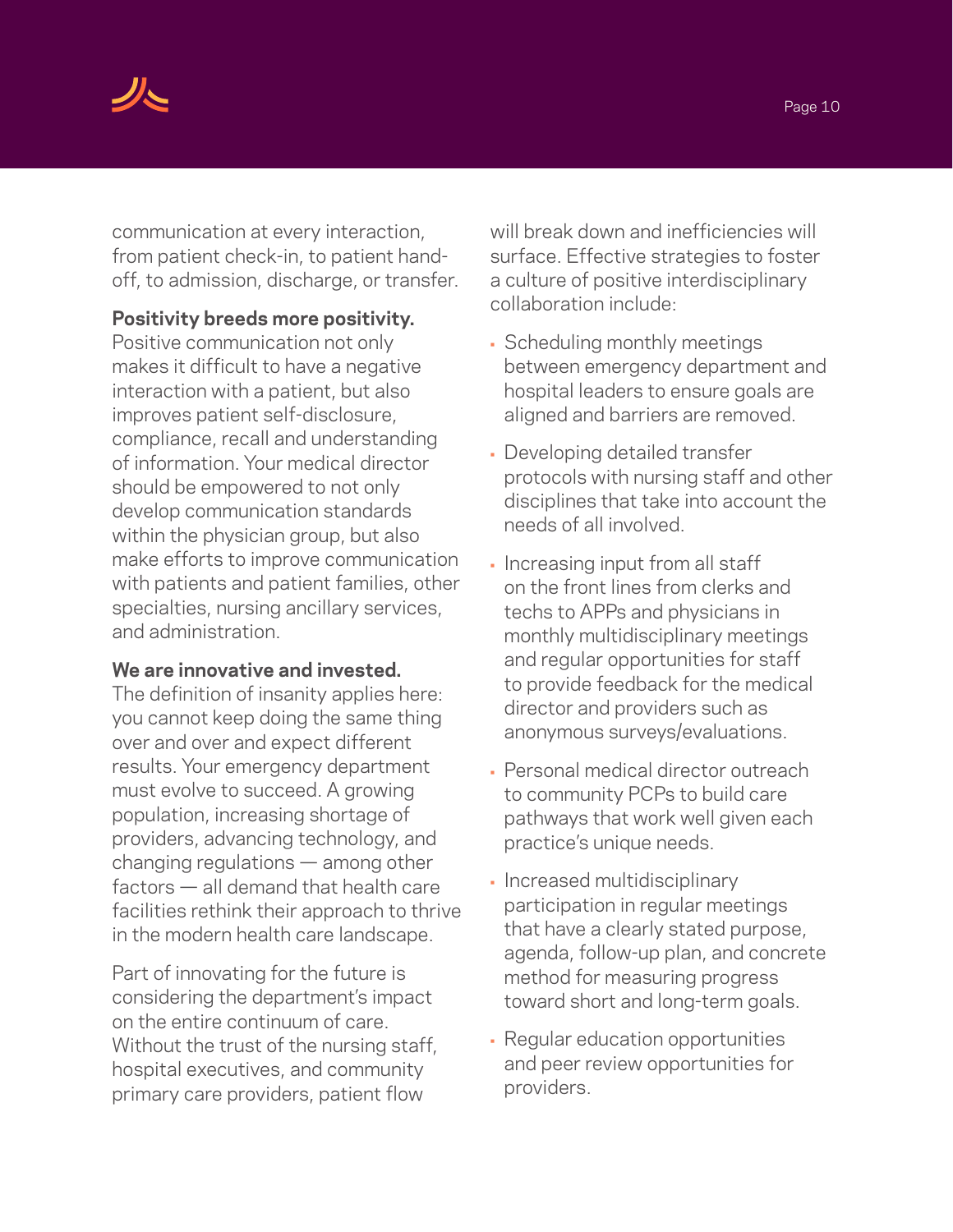communication at every interaction, from patient check-in, to patient hand-off, to admission, discharge, or transfer.

**Positivity breeds more positivity.** Positive communication not only makes it difficult to have a negative interaction with a patient, but also improves patient self-disclosure, compliance, recall and understanding of information. Your medical director should be empowered to not only develop communication standards within the physician group, but also make efforts to improve communication with patients and patient families, other specialties, nursing ancillary services, and administration.

**We are innovative and invested.** The definition of insanity applies here: you cannot keep doing the same thing over and over and expect different results. Your emergency department must evolve to succeed. A growing population, increasing shortage of providers, advancing technology, and changing regulations — among other factors — all demand that health care facilities rethink their approach to thrive in the modern health care landscape.

Part of innovating for the future is considering the department's impact on the entire continuum of care. Without the trust of the nursing staff, hospital executives, and community primary care providers, patient flow will break down and inefficiencies will surface. Effective strategies to foster a culture of positive interdisciplinary collaboration include:

- Scheduling monthly meetings between emergency department and hospital leaders to ensure goals are aligned and barriers are removed.
- Developing detailed transfer protocols with nursing staff and other disciplines that take into account the needs of all involved.
- Increasing input from all staff on the front lines from clerks and techs to APPs and physicians in monthly multidisciplinary meetings and regular opportunities for staff to provide feedback for the medical director and providers such as anonymous surveys/evaluations.
- Personal medical director outreach to community PCPs to build care pathways that work well given each practice's unique needs.
- Increased multidisciplinary participation in regular meetings that have a clearly stated purpose, agenda, follow-up plan, and concrete method for measuring progress toward short and long-term goals.
- Regular education opportunities and peer review opportunities for providers.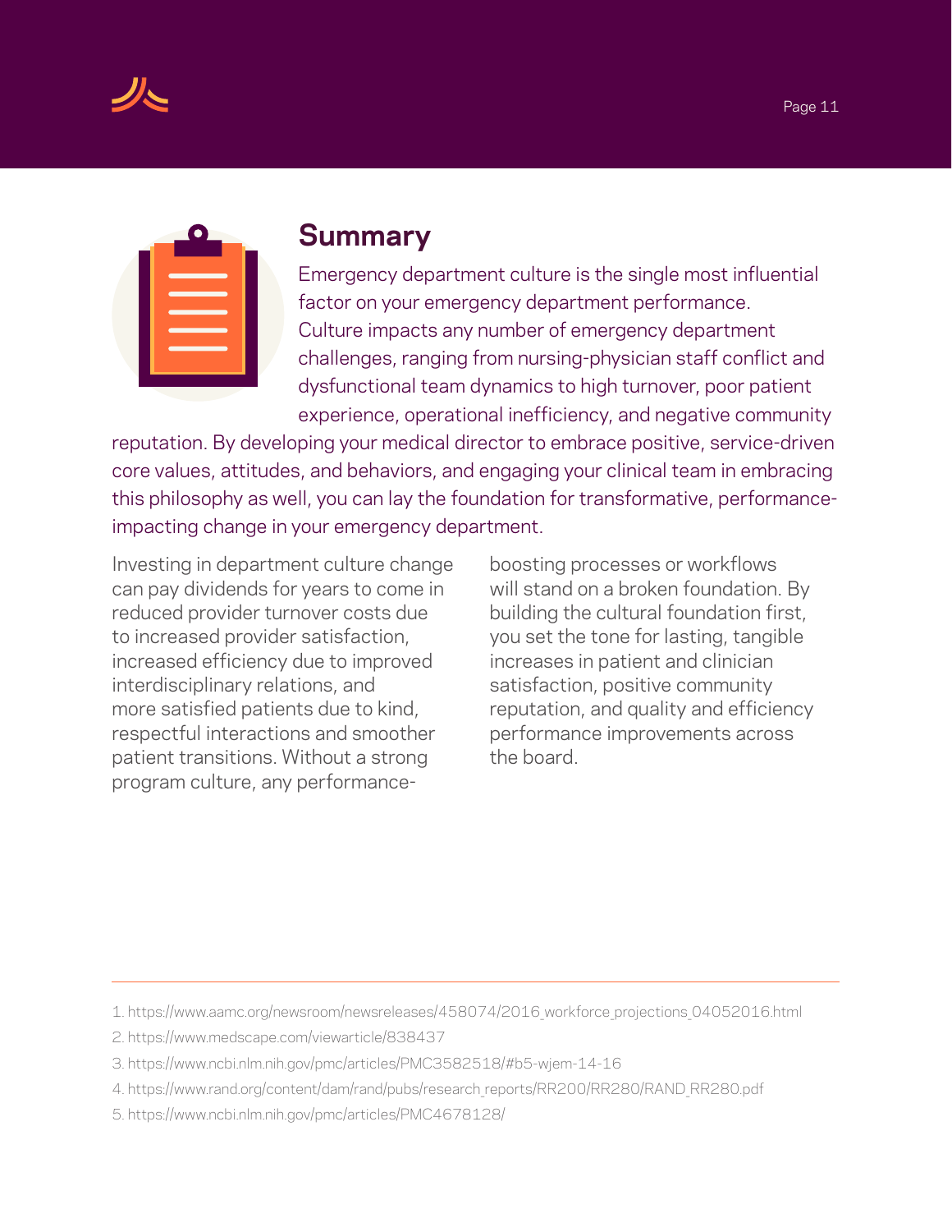## Summary

Emergency department culture is the single most influential factor on your emergency department performance. Culture impacts any number of emergency department challenges, ranging from nursing-physician staff conflict and dysfunctional team dynamics to high turnover, poor patient experience, operational inefficiency, and negative community reputation. By developing your medical director to embrace positive, service-driven core values, attitudes, and behaviors, and engaging your clinical team in embracing this philosophy as well, you can lay the foundation for transformative, performance-impacting change in your emergency department.

Investing in department culture change can pay dividends for years to come in reduced provider turnover costs due to increased provider satisfaction, increased efficiency due to improved interdisciplinary relations, and more satisfied patients due to kind, respectful interactions and smoother patient transitions. Without a strong program culture, any performance-boosting processes or workflows will stand on a broken foundation. By building the cultural foundation first, you set the tone for lasting, tangible increases in patient and clinician satisfaction, positive community reputation, and quality and efficiency performance improvements across the board.

---

1. https://www.aamc.org/newsroom/newsreleases/458074/2016_workforce_projections_04052016.html
2. https://www.medscape.com/viewarticle/838437
3. https://www.ncbi.nlm.nih.gov/pmc/articles/PMC3582518/#b5-wjem-14-16
4. https://www.rand.org/content/dam/rand/pubs/research_reports/RR200/RR280/RAND_RR280.pdf
5. https://www.ncbi.nlm.nih.gov/pmc/articles/PMC4678128/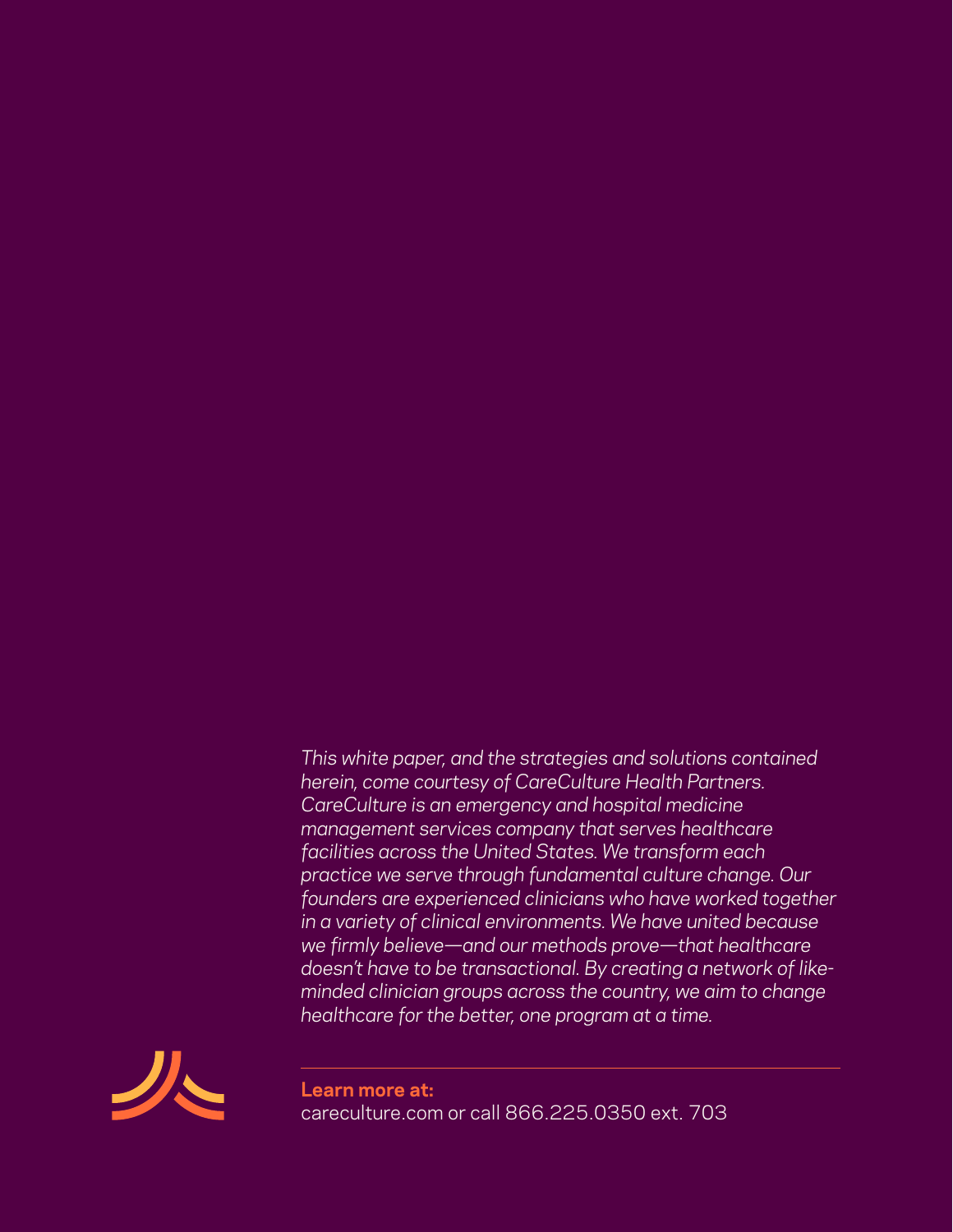*This white paper, and the strategies and solutions contained herein, come courtesy of CareCulture Health Partners. CareCulture is an emergency and hospital medicine management services company that serves healthcare facilities across the United States. We transform each practice we serve through fundamental culture change. Our founders are experienced clinicians who have worked together in a variety of clinical environments. We have united because we firmly believe—and our methods prove—that healthcare doesn't have to be transactional. By creating a network of like-minded clinician groups across the country, we aim to change healthcare for the better, one program at a time.*

---

**Learn more at:**
careculture.com or call 866.225.0350 ext. 703